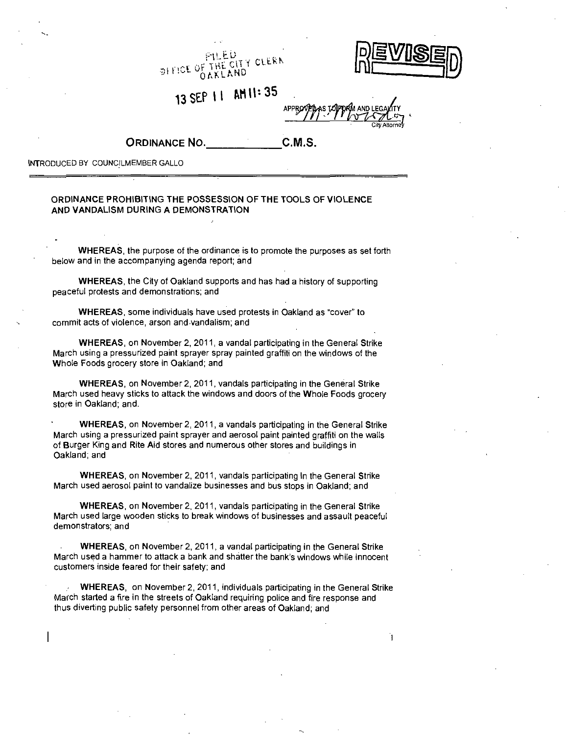FILED
OFFICE OF THE CITY CLERK
OAKLAND

13 SEP 11 AM 11: 35

REVISED

APPROVED AS TO FORM AND LEGALITY
City Attorney

**ORDINANCE NO.____________ C.M.S.**

INTRODUCED BY COUNCILMEMBER GALLO

**ORDINANCE PROHIBITING THE POSSESSION OF THE TOOLS OF VIOLENCE AND VANDALISM DURING A DEMONSTRATION**

**WHEREAS**, the purpose of the ordinance is to promote the purposes as set forth below and in the accompanying agenda report; and

**WHEREAS**, the City of Oakland supports and has had a history of supporting peaceful protests and demonstrations; and

**WHEREAS**, some individuals have used protests in Oakland as "cover" to commit acts of violence, arson and vandalism; and

**WHEREAS**, on November 2, 2011, a vandal participating in the General Strike March using a pressurized paint sprayer spray painted graffiti on the windows of the Whole Foods grocery store in Oakland; and

**WHEREAS**, on November 2, 2011, vandals participating in the General Strike March used heavy sticks to attack the windows and doors of the Whole Foods grocery store in Oakland; and.

**WHEREAS**, on November 2, 2011, a vandals participating in the General Strike March using a pressurized paint sprayer and aerosol paint painted graffiti on the walls of Burger King and Rite Aid stores and numerous other stores and buildings in Oakland; and

**WHEREAS**, on November 2, 2011, vandals participating in the General Strike March used aerosol paint to vandalize businesses and bus stops in Oakland; and

**WHEREAS**, on November 2, 2011, vandals participating in the General Strike March used large wooden sticks to break windows of businesses and assault peaceful demonstrators; and

**WHEREAS**, on November 2, 2011, a vandal participating in the General Strike March used a hammer to attack a bank and shatter the bank's windows while innocent customers inside feared for their safety; and

**WHEREAS**, on November 2, 2011, individuals participating in the General Strike March started a fire in the streets of Oakland requiring police and fire response and thus diverting public safety personnel from other areas of Oakland; and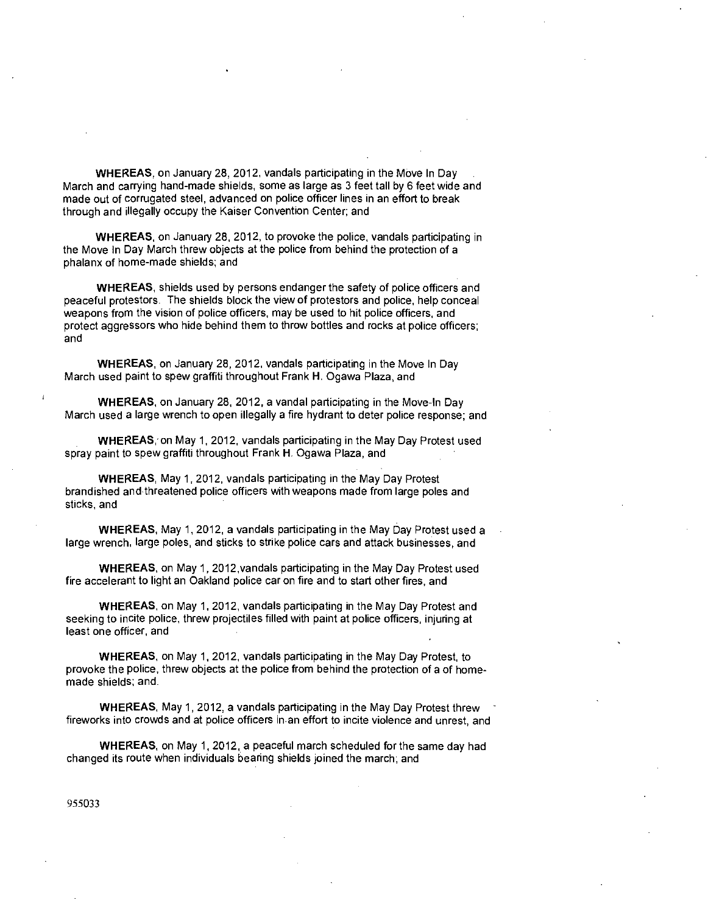**WHEREAS**, on January 28, 2012, vandals participating in the Move In Day March and carrying hand-made shields, some as large as 3 feet tall by 6 feet wide and made out of corrugated steel, advanced on police officer lines in an effort to break through and illegally occupy the Kaiser Convention Center; and

**WHEREAS**, on January 28, 2012, to provoke the police, vandals participating in the Move In Day March threw objects at the police from behind the protection of a phalanx of home-made shields; and

**WHEREAS**, shields used by persons endanger the safety of police officers and peaceful protestors. The shields block the view of protestors and police, help conceal weapons from the vision of police officers, may be used to hit police officers, and protect aggressors who hide behind them to throw bottles and rocks at police officers; and

**WHEREAS**, on January 28, 2012, vandals participating in the Move In Day March used paint to spew graffiti throughout Frank H. Ogawa Plaza, and

**WHEREAS**, on January 28, 2012, a vandal participating in the Move-In Day March used a large wrench to open illegally a fire hydrant to deter police response; and

**WHEREAS**, on May 1, 2012, vandals participating in the May Day Protest used spray paint to spew graffiti throughout Frank H. Ogawa Plaza, and

**WHEREAS**, May 1, 2012, vandals participating in the May Day Protest brandished and threatened police officers with weapons made from large poles and sticks, and

**WHEREAS**, May 1, 2012, a vandals participating in the May Day Protest used a large wrench, large poles, and sticks to strike police cars and attack businesses, and

**WHEREAS**, on May 1, 2012,vandals participating in the May Day Protest used fire accelerant to light an Oakland police car on fire and to start other fires, and

**WHEREAS**, on May 1, 2012, vandals participating in the May Day Protest and seeking to incite police, threw projectiles filled with paint at police officers, injuring at least one officer, and

**WHEREAS**, on May 1, 2012, vandals participating in the May Day Protest, to provoke the police, threw objects at the police from behind the protection of a of home-made shields; and.

**WHEREAS**, May 1, 2012, a vandals participating in the May Day Protest threw fireworks into crowds and at police officers in an effort to incite violence and unrest, and

**WHEREAS**, on May 1, 2012, a peaceful march scheduled for the same day had changed its route when individuals bearing shields joined the march; and

955033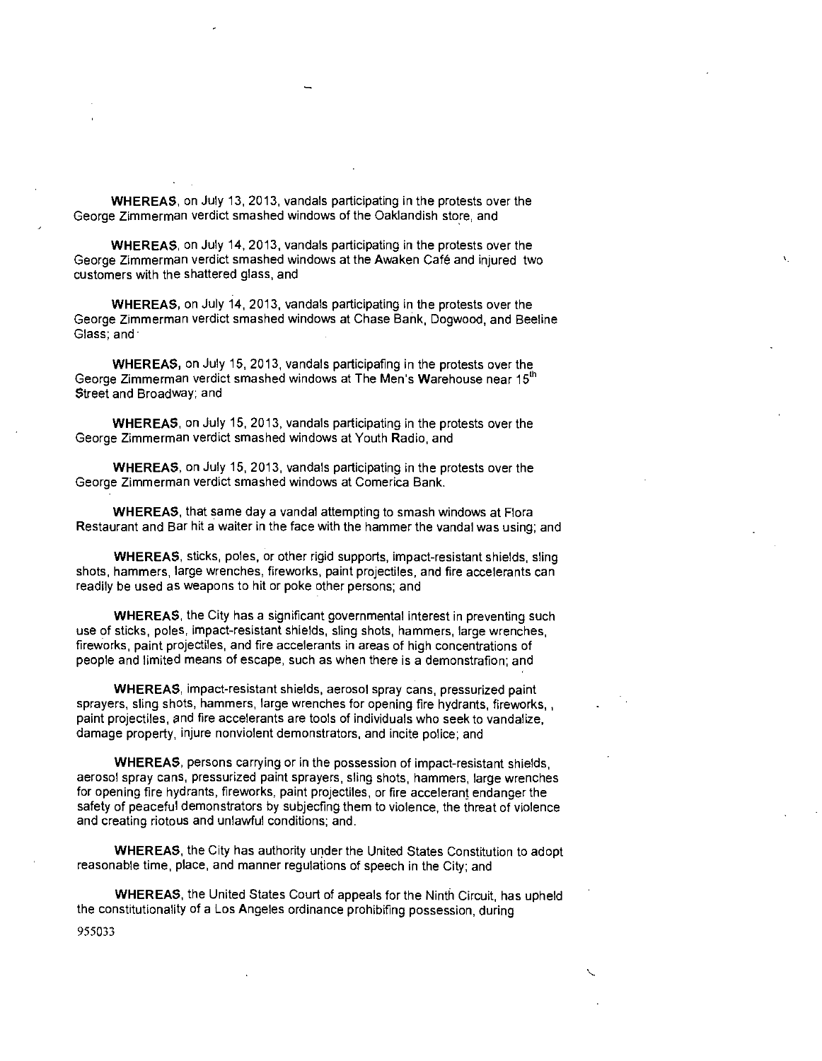**WHEREAS**, on July 13, 2013, vandals participating in the protests over the George Zimmerman verdict smashed windows of the Oaklandish store, and

**WHEREAS**, on July 14, 2013, vandals participating in the protests over the George Zimmerman verdict smashed windows at the Awaken Café and injured two customers with the shattered glass, and

**WHEREAS**, on July 14, 2013, vandals participating in the protests over the George Zimmerman verdict smashed windows at Chase Bank, Dogwood, and Beeline Glass; and

**WHEREAS**, on July 15, 2013, vandals participating in the protests over the George Zimmerman verdict smashed windows at The Men's Warehouse near 15th Street and Broadway; and

**WHEREAS**, on July 15, 2013, vandals participating in the protests over the George Zimmerman verdict smashed windows at Youth Radio, and

**WHEREAS**, on July 15, 2013, vandals participating in the protests over the George Zimmerman verdict smashed windows at Comerica Bank.

**WHEREAS**, that same day a vandal attempting to smash windows at Flora Restaurant and Bar hit a waiter in the face with the hammer the vandal was using; and

**WHEREAS**, sticks, poles, or other rigid supports, impact-resistant shields, sling shots, hammers, large wrenches, fireworks, paint projectiles, and fire accelerants can readily be used as weapons to hit or poke other persons; and

**WHEREAS**, the City has a significant governmental interest in preventing such use of sticks, poles, impact-resistant shields, sling shots, hammers, large wrenches, fireworks, paint projectiles, and fire accelerants in areas of high concentrations of people and limited means of escape, such as when there is a demonstration; and

**WHEREAS**, impact-resistant shields, aerosol spray cans, pressurized paint sprayers, sling shots, hammers, large wrenches for opening fire hydrants, fireworks, , paint projectiles, and fire accelerants are tools of individuals who seek to vandalize, damage property, injure nonviolent demonstrators, and incite police; and

**WHEREAS**, persons carrying or in the possession of impact-resistant shields, aerosol spray cans, pressurized paint sprayers, sling shots, hammers, large wrenches for opening fire hydrants, fireworks, paint projectiles, or fire accelerant endanger the safety of peaceful demonstrators by subjecting them to violence, the threat of violence and creating riotous and unlawful conditions; and.

**WHEREAS**, the City has authority under the United States Constitution to adopt reasonable time, place, and manner regulations of speech in the City; and

**WHEREAS**, the United States Court of appeals for the Ninth Circuit, has upheld the constitutionality of a Los Angeles ordinance prohibiting possession, during

955033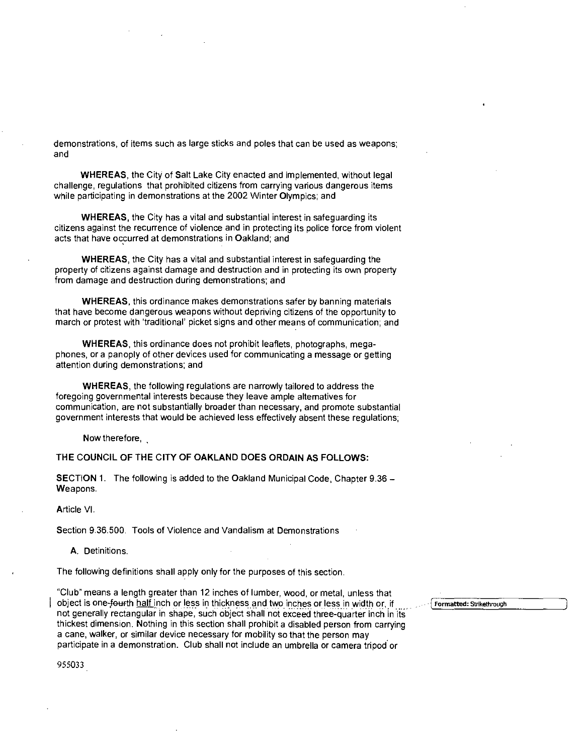demonstrations, of items such as large sticks and poles that can be used as weapons; and

**WHEREAS**, the City of Salt Lake City enacted and implemented, without legal challenge, regulations that prohibited citizens from carrying various dangerous items while participating in demonstrations at the 2002 Winter Olympics; and

**WHEREAS**, the City has a vital and substantial interest in safeguarding its citizens against the recurrence of violence and in protecting its police force from violent acts that have occurred at demonstrations in Oakland; and

**WHEREAS**, the City has a vital and substantial interest in safeguarding the property of citizens against damage and destruction and in protecting its own property from damage and destruction during demonstrations; and

**WHEREAS**, this ordinance makes demonstrations safer by banning materials that have become dangerous weapons without depriving citizens of the opportunity to march or protest with 'traditional' picket signs and other means of communication; and

**WHEREAS**, this ordinance does not prohibit leaflets, photographs, mega-phones, or a panoply of other devices used for communicating a message or getting attention during demonstrations; and

**WHEREAS**, the following regulations are narrowly tailored to address the foregoing governmental interests because they leave ample alternatives for communication, are not substantially broader than necessary, and promote substantial government interests that would be achieved less effectively absent these regulations;

Now therefore,

**THE COUNCIL OF THE CITY OF OAKLAND DOES ORDAIN AS FOLLOWS:**

**SECTION 1.** The following is added to the Oakland Municipal Code, Chapter 9.36 – Weapons.

Article VI.

Section 9.36.500. Tools of Violence and Vandalism at Demonstrations

A. Definitions.

The following definitions shall apply only for the purposes of this section.

"Club" means a length greater than 12 inches of lumber, wood, or metal, unless that object is one-~~fourth~~ half inch or less in thickness and two inches or less in width or, if not generally rectangular in shape, such object shall not exceed three-quarter inch in its thickest dimension. Nothing in this section shall prohibit a disabled person from carrying a cane, walker, or similar device necessary for mobility so that the person may participate in a demonstration. Club shall not include an umbrella or camera tripod or

Formatted: Strikethrough

955033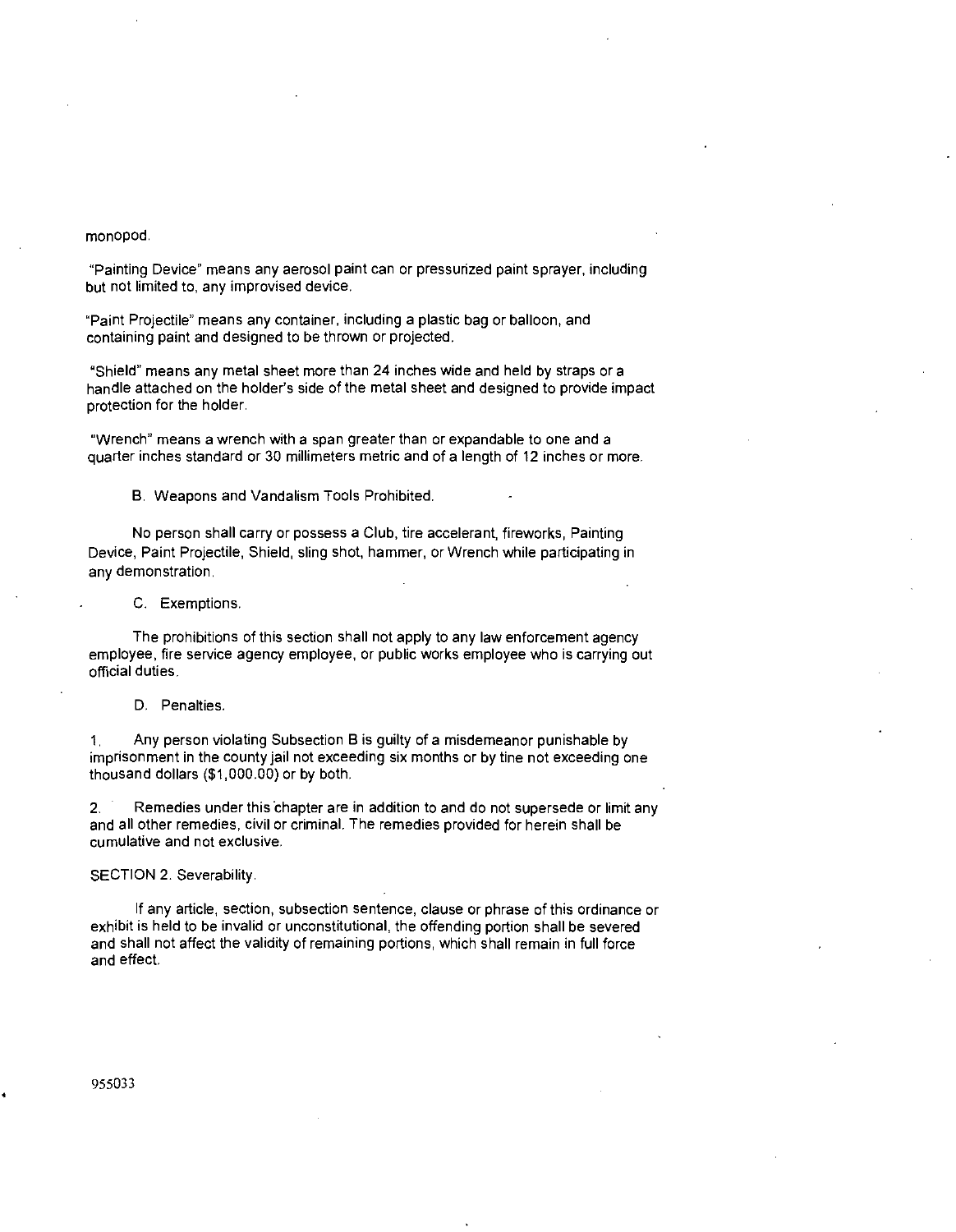monopod.

"Painting Device" means any aerosol paint can or pressurized paint sprayer, including but not limited to, any improvised device.

"Paint Projectile" means any container, including a plastic bag or balloon, and containing paint and designed to be thrown or projected.

"Shield" means any metal sheet more than 24 inches wide and held by straps or a handle attached on the holder's side of the metal sheet and designed to provide impact protection for the holder.

"Wrench" means a wrench with a span greater than or expandable to one and a quarter inches standard or 30 millimeters metric and of a length of 12 inches or more.

B. Weapons and Vandalism Tools Prohibited.

No person shall carry or possess a Club, tire accelerant, fireworks, Painting Device, Paint Projectile, Shield, sling shot, hammer, or Wrench while participating in any demonstration.

C. Exemptions.

The prohibitions of this section shall not apply to any law enforcement agency employee, fire service agency employee, or public works employee who is carrying out official duties.

D. Penalties.

1. Any person violating Subsection B is guilty of a misdemeanor punishable by imprisonment in the county jail not exceeding six months or by tine not exceeding one thousand dollars ($1,000.00) or by both.

2. Remedies under this chapter are in addition to and do not supersede or limit any and all other remedies, civil or criminal. The remedies provided for herein shall be cumulative and not exclusive.

SECTION 2. Severability.

If any article, section, subsection sentence, clause or phrase of this ordinance or exhibit is held to be invalid or unconstitutional, the offending portion shall be severed and shall not affect the validity of remaining portions, which shall remain in full force and effect.

955033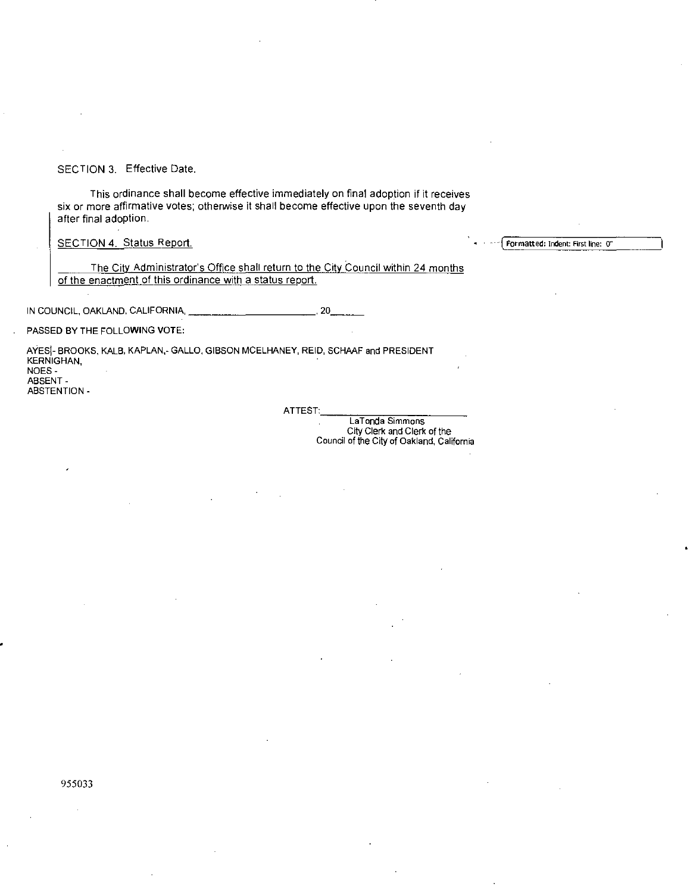SECTION 3. Effective Date.

This ordinance shall become effective immediately on final adoption if it receives six or more affirmative votes; otherwise it shall become effective upon the seventh day after final adoption.

SECTION 4. Status Report.

Formatted: Indent: First line: 0"

The City Administrator's Office shall return to the City Council within 24 months of the enactment of this ordinance with a status report.

IN COUNCIL, OAKLAND, CALIFORNIA, ______________________, 20____

PASSED BY THE FOLLOWING VOTE:

AYES - BROOKS, KALB, KAPLAN, GALLO, GIBSON MCELHANEY, REID, SCHAAF and PRESIDENT KERNIGHAN,
NOES -
ABSENT -
ABSTENTION -

ATTEST: ______________________

LaTonda Simmons
City Clerk and Clerk of the
Council of the City of Oakland, California

955033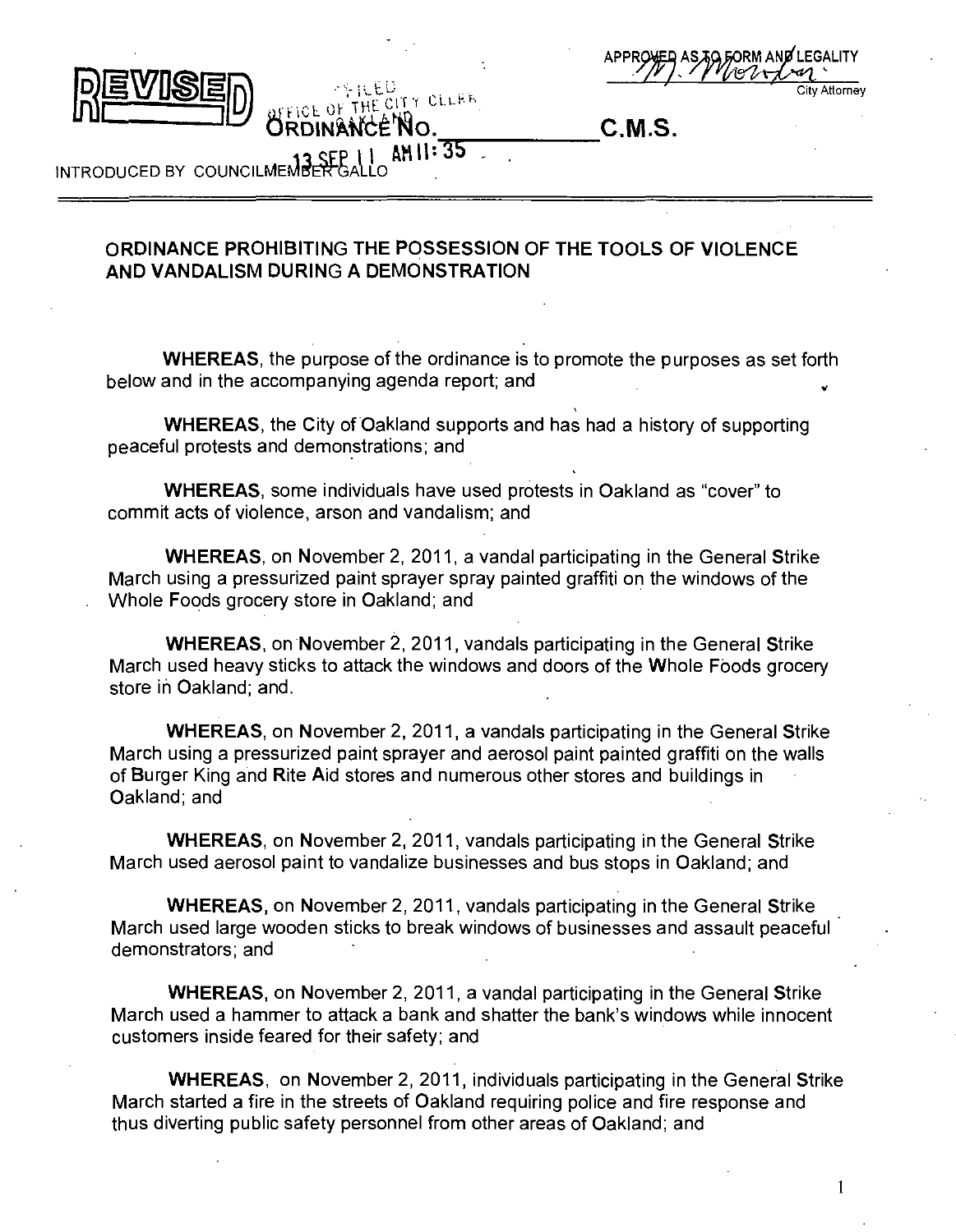REVISED

FILED OFFICE OF THE CITY CLERK OAKLAND

13 SEP 11 AM 11:35

APPROVED AS TO FORM AND LEGALITY

City Attorney

ORDINANCE No. ____________ C.M.S.

INTRODUCED BY COUNCILMEMBER GALLO

**ORDINANCE PROHIBITING THE POSSESSION OF THE TOOLS OF VIOLENCE AND VANDALISM DURING A DEMONSTRATION**

**WHEREAS**, the purpose of the ordinance is to promote the purposes as set forth below and in the accompanying agenda report; and

**WHEREAS**, the City of Oakland supports and has had a history of supporting peaceful protests and demonstrations; and

**WHEREAS**, some individuals have used protests in Oakland as "cover" to commit acts of violence, arson and vandalism; and

**WHEREAS**, on November 2, 2011, a vandal participating in the General Strike March using a pressurized paint sprayer spray painted graffiti on the windows of the Whole Foods grocery store in Oakland; and

**WHEREAS**, on November 2, 2011, vandals participating in the General Strike March used heavy sticks to attack the windows and doors of the Whole Foods grocery store in Oakland; and.

**WHEREAS**, on November 2, 2011, a vandals participating in the General Strike March using a pressurized paint sprayer and aerosol paint painted graffiti on the walls of Burger King and Rite Aid stores and numerous other stores and buildings in Oakland; and

**WHEREAS**, on November 2, 2011, vandals participating in the General Strike March used aerosol paint to vandalize businesses and bus stops in Oakland; and

**WHEREAS**, on November 2, 2011, vandals participating in the General Strike March used large wooden sticks to break windows of businesses and assault peaceful demonstrators; and

**WHEREAS**, on November 2, 2011, a vandal participating in the General Strike March used a hammer to attack a bank and shatter the bank's windows while innocent customers inside feared for their safety; and

**WHEREAS**, on November 2, 2011, individuals participating in the General Strike March started a fire in the streets of Oakland requiring police and fire response and thus diverting public safety personnel from other areas of Oakland; and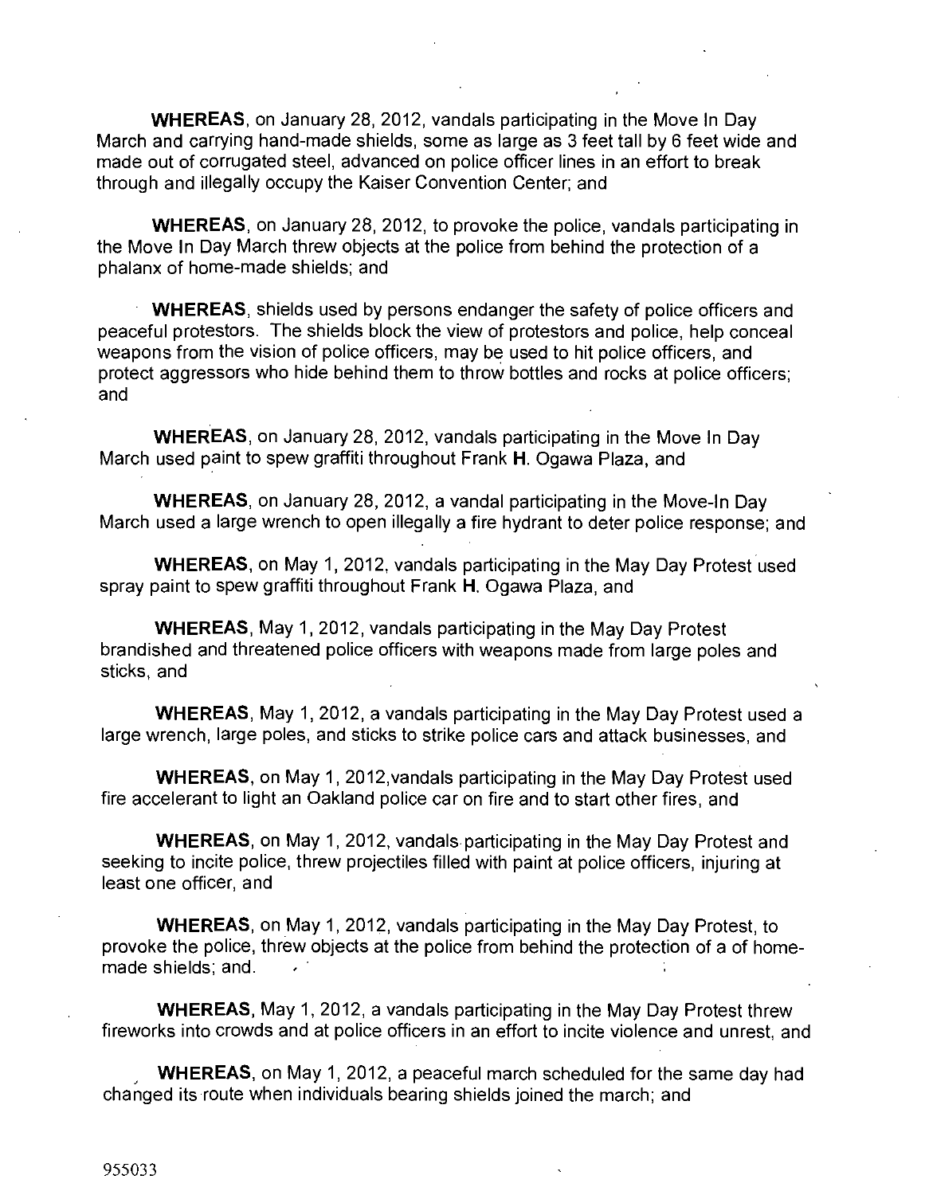**WHEREAS**, on January 28, 2012, vandals participating in the Move In Day March and carrying hand-made shields, some as large as 3 feet tall by 6 feet wide and made out of corrugated steel, advanced on police officer lines in an effort to break through and illegally occupy the Kaiser Convention Center; and

**WHEREAS**, on January 28, 2012, to provoke the police, vandals participating in the Move In Day March threw objects at the police from behind the protection of a phalanx of home-made shields; and

**WHEREAS**, shields used by persons endanger the safety of police officers and peaceful protestors. The shields block the view of protestors and police, help conceal weapons from the vision of police officers, may be used to hit police officers, and protect aggressors who hide behind them to throw bottles and rocks at police officers; and

**WHEREAS**, on January 28, 2012, vandals participating in the Move In Day March used paint to spew graffiti throughout Frank **H**. Ogawa Plaza, and

**WHEREAS**, on January 28, 2012, a vandal participating in the Move-In Day March used a large wrench to open illegally a fire hydrant to deter police response; and

**WHEREAS**, on May 1, 2012, vandals participating in the May Day Protest used spray paint to spew graffiti throughout Frank **H**. Ogawa Plaza, and

**WHEREAS**, May 1, 2012, vandals participating in the May Day Protest brandished and threatened police officers with weapons made from large poles and sticks, and

**WHEREAS**, May 1, 2012, a vandals participating in the May Day Protest used a large wrench, large poles, and sticks to strike police cars and attack businesses, and

**WHEREAS**, on May 1, 2012,vandals participating in the May Day Protest used fire accelerant to light an Oakland police car on fire and to start other fires, and

**WHEREAS**, on May 1, 2012, vandals participating in the May Day Protest and seeking to incite police, threw projectiles filled with paint at police officers, injuring at least one officer, and

**WHEREAS**, on May 1, 2012, vandals participating in the May Day Protest, to provoke the police, threw objects at the police from behind the protection of a of home-made shields; and.

**WHEREAS**, May 1, 2012, a vandals participating in the May Day Protest threw fireworks into crowds and at police officers in an effort to incite violence and unrest, and

**WHEREAS**, on May 1, 2012, a peaceful march scheduled for the same day had changed its route when individuals bearing shields joined the march; and

955033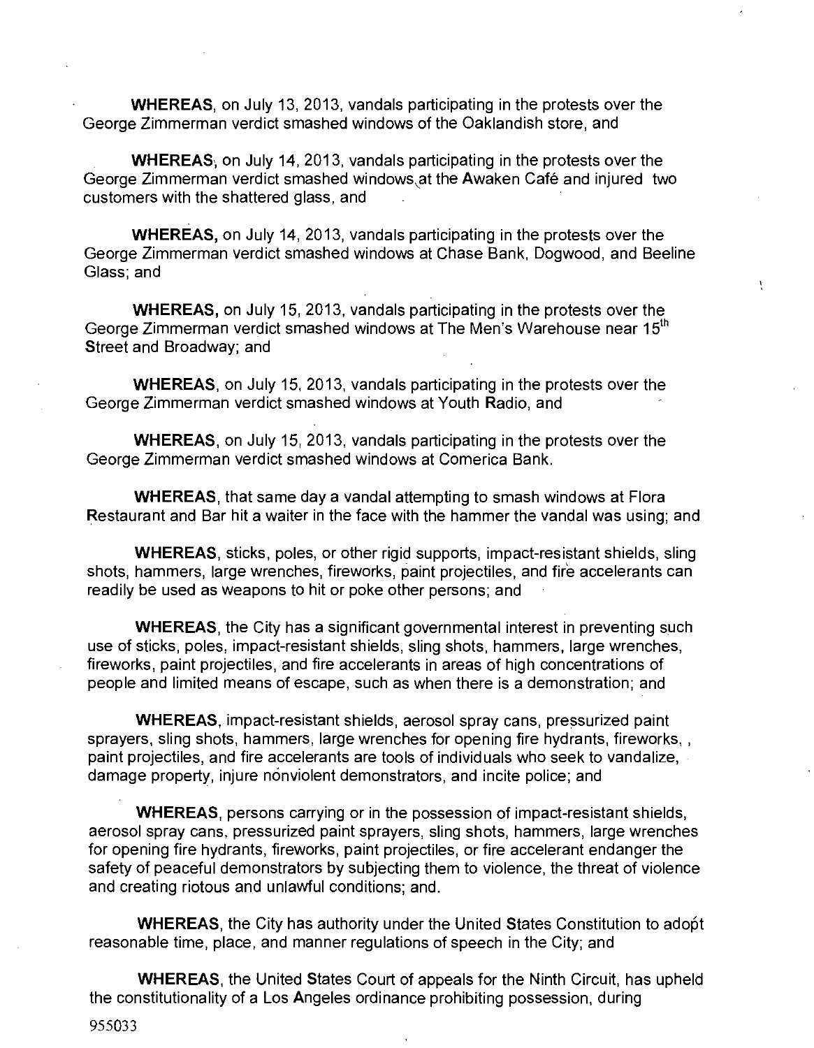**WHEREAS**, on July 13, 2013, vandals participating in the protests over the George Zimmerman verdict smashed windows of the Oaklandish store, and

**WHEREAS**, on July 14, 2013, vandals participating in the protests over the George Zimmerman verdict smashed windows at the Awaken Café and injured two customers with the shattered glass, and

**WHEREAS,** on July 14, 2013, vandals participating in the protests over the George Zimmerman verdict smashed windows at Chase Bank, Dogwood, and Beeline Glass; and

**WHEREAS,** on July 15, 2013, vandals participating in the protests over the George Zimmerman verdict smashed windows at The Men's Warehouse near 15th Street and Broadway; and

**WHEREAS**, on July 15, 2013, vandals participating in the protests over the George Zimmerman verdict smashed windows at Youth Radio, and

**WHEREAS**, on July 15, 2013, vandals participating in the protests over the George Zimmerman verdict smashed windows at Comerica Bank.

**WHEREAS**, that same day a vandal attempting to smash windows at Flora Restaurant and Bar hit a waiter in the face with the hammer the vandal was using; and

**WHEREAS**, sticks, poles, or other rigid supports, impact-resistant shields, sling shots, hammers, large wrenches, fireworks, paint projectiles, and fire accelerants can readily be used as weapons to hit or poke other persons; and

**WHEREAS**, the City has a significant governmental interest in preventing such use of sticks, poles, impact-resistant shields, sling shots, hammers, large wrenches, fireworks, paint projectiles, and fire accelerants in areas of high concentrations of people and limited means of escape, such as when there is a demonstration; and

**WHEREAS**, impact-resistant shields, aerosol spray cans, pressurized paint sprayers, sling shots, hammers, large wrenches for opening fire hydrants, fireworks, , paint projectiles, and fire accelerants are tools of individuals who seek to vandalize, damage property, injure nonviolent demonstrators, and incite police; and

**WHEREAS**, persons carrying or in the possession of impact-resistant shields, aerosol spray cans, pressurized paint sprayers, sling shots, hammers, large wrenches for opening fire hydrants, fireworks, paint projectiles, or fire accelerant endanger the safety of peaceful demonstrators by subjecting them to violence, the threat of violence and creating riotous and unlawful conditions; and.

**WHEREAS**, the City has authority under the United States Constitution to adopt reasonable time, place, and manner regulations of speech in the City; and

**WHEREAS**, the United States Court of appeals for the Ninth Circuit, has upheld the constitutionality of a Los Angeles ordinance prohibiting possession, during

955033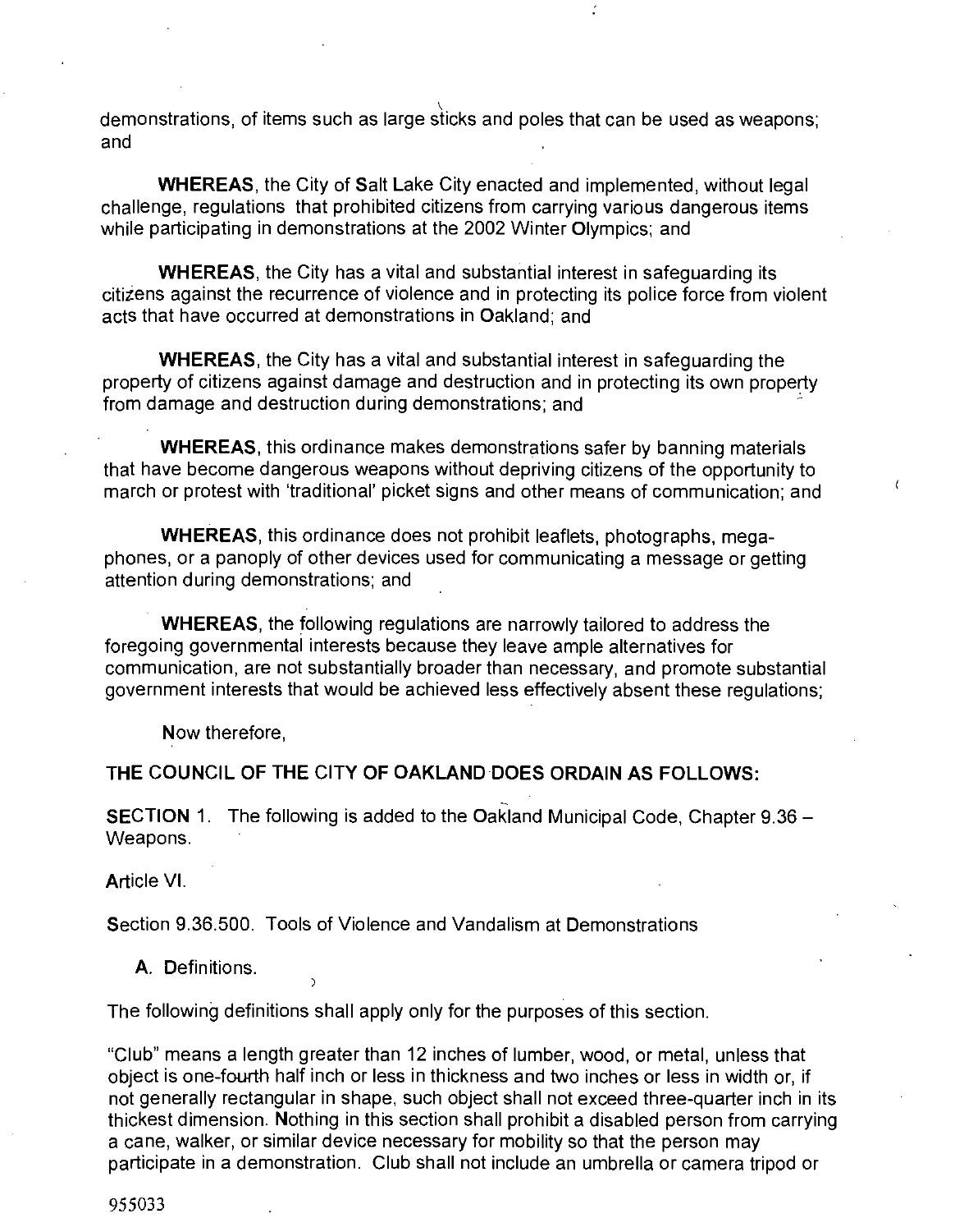demonstrations, of items such as large sticks and poles that can be used as weapons; and

**WHEREAS**, the City of Salt Lake City enacted and implemented, without legal challenge, regulations that prohibited citizens from carrying various dangerous items while participating in demonstrations at the 2002 Winter Olympics; and

**WHEREAS**, the City has a vital and substantial interest in safeguarding its citizens against the recurrence of violence and in protecting its police force from violent acts that have occurred at demonstrations in Oakland; and

**WHEREAS**, the City has a vital and substantial interest in safeguarding the property of citizens against damage and destruction and in protecting its own property from damage and destruction during demonstrations; and

**WHEREAS**, this ordinance makes demonstrations safer by banning materials that have become dangerous weapons without depriving citizens of the opportunity to march or protest with 'traditional' picket signs and other means of communication; and

**WHEREAS**, this ordinance does not prohibit leaflets, photographs, megaphones, or a panoply of other devices used for communicating a message or getting attention during demonstrations; and

**WHEREAS**, the following regulations are narrowly tailored to address the foregoing governmental interests because they leave ample alternatives for communication, are not substantially broader than necessary, and promote substantial government interests that would be achieved less effectively absent these regulations;

Now therefore,

**THE COUNCIL OF THE CITY OF OAKLAND DOES ORDAIN AS FOLLOWS:**

**SECTION 1.** The following is added to the Oakland Municipal Code, Chapter 9.36 – Weapons.

Article VI.

Section 9.36.500. Tools of Violence and Vandalism at Demonstrations

A. Definitions.

The following definitions shall apply only for the purposes of this section.

"Club" means a length greater than 12 inches of lumber, wood, or metal, unless that object is ~~one-fourth~~ half inch or less in thickness and two inches or less in width or, if not generally rectangular in shape, such object shall not exceed three-quarter inch in its thickest dimension. Nothing in this section shall prohibit a disabled person from carrying a cane, walker, or similar device necessary for mobility so that the person may participate in a demonstration. Club shall not include an umbrella or camera tripod or

955033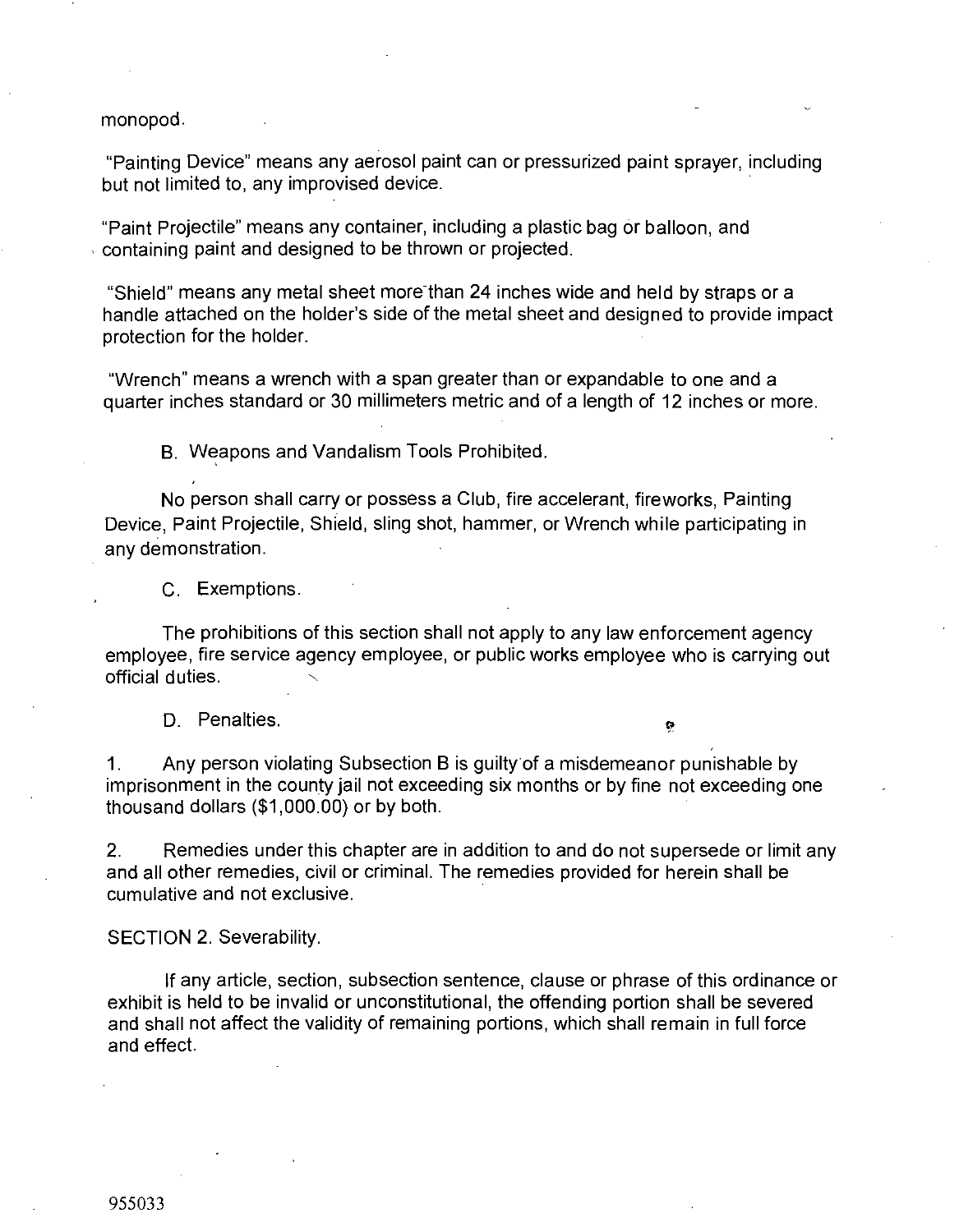monopod.

"Painting Device" means any aerosol paint can or pressurized paint sprayer, including but not limited to, any improvised device.

"Paint Projectile" means any container, including a plastic bag or balloon, and containing paint and designed to be thrown or projected.

"Shield" means any metal sheet more than 24 inches wide and held by straps or a handle attached on the holder's side of the metal sheet and designed to provide impact protection for the holder.

"Wrench" means a wrench with a span greater than or expandable to one and a quarter inches standard or 30 millimeters metric and of a length of 12 inches or more.

B. Weapons and Vandalism Tools Prohibited.

No person shall carry or possess a Club, fire accelerant, fireworks, Painting Device, Paint Projectile, Shield, sling shot, hammer, or Wrench while participating in any demonstration.

C. Exemptions.

The prohibitions of this section shall not apply to any law enforcement agency employee, fire service agency employee, or public works employee who is carrying out official duties.

D. Penalties.

1. Any person violating Subsection B is guilty of a misdemeanor punishable by imprisonment in the county jail not exceeding six months or by fine not exceeding one thousand dollars ($1,000.00) or by both.

2. Remedies under this chapter are in addition to and do not supersede or limit any and all other remedies, civil or criminal. The remedies provided for herein shall be cumulative and not exclusive.

SECTION 2. Severability.

If any article, section, subsection sentence, clause or phrase of this ordinance or exhibit is held to be invalid or unconstitutional, the offending portion shall be severed and shall not affect the validity of remaining portions, which shall remain in full force and effect.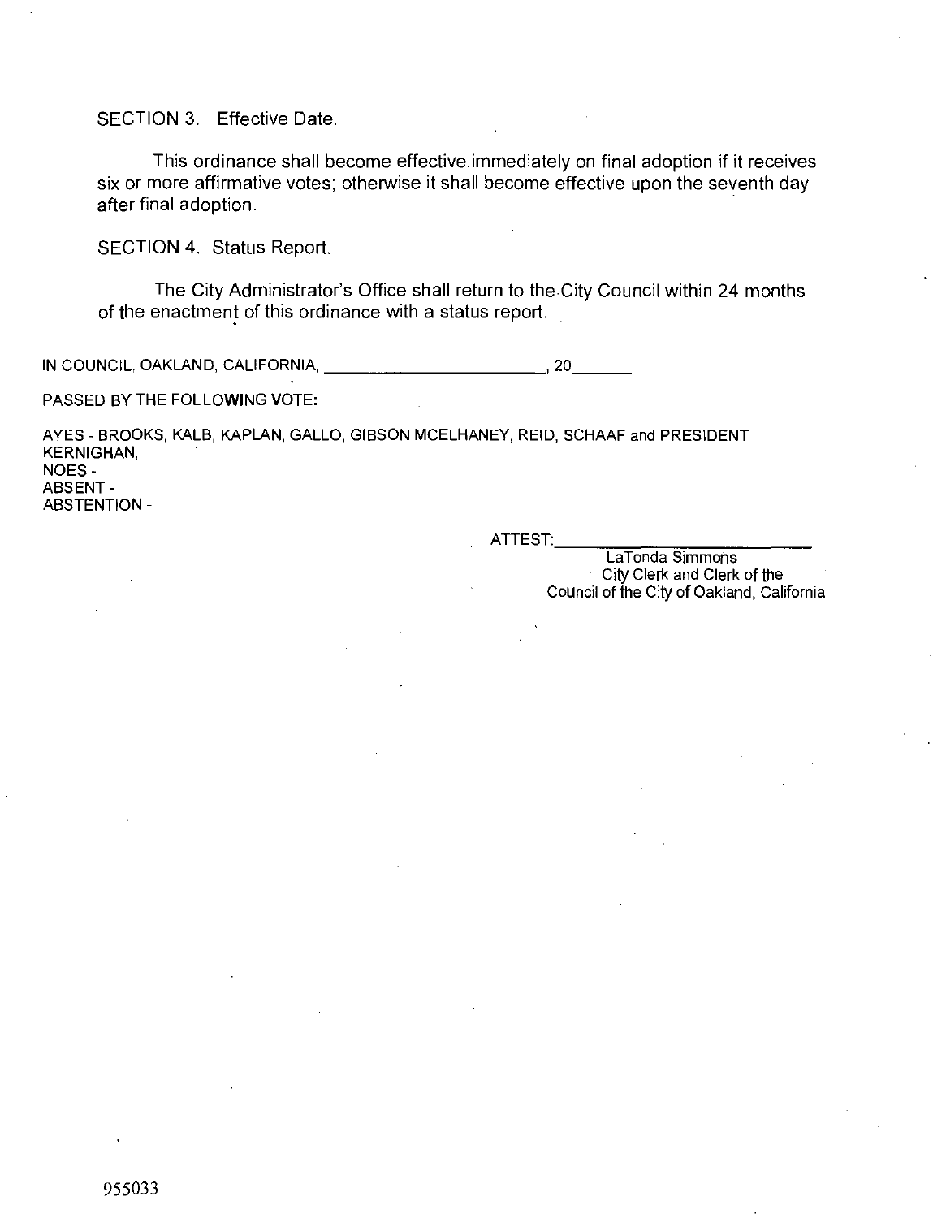SECTION 3. Effective Date.

This ordinance shall become effective.immediately on final adoption if it receives six or more affirmative votes; otherwise it shall become effective upon the seventh day after final adoption.

SECTION 4. Status Report.

The City Administrator's Office shall return to the City Council within 24 months of the enactment of this ordinance with a status report.

IN COUNCIL, OAKLAND, CALIFORNIA, ________________________, 20_______

PASSED BY THE FOLLOWING VOTE:

AYES - BROOKS, KALB, KAPLAN, GALLO, GIBSON MCELHANEY, REID, SCHAAF and PRESIDENT KERNIGHAN,
NOES -
ABSENT -
ABSTENTION -

ATTEST: ____________________________

LaTonda Simmons
City Clerk and Clerk of the
Council of the City of Oakland, California

955033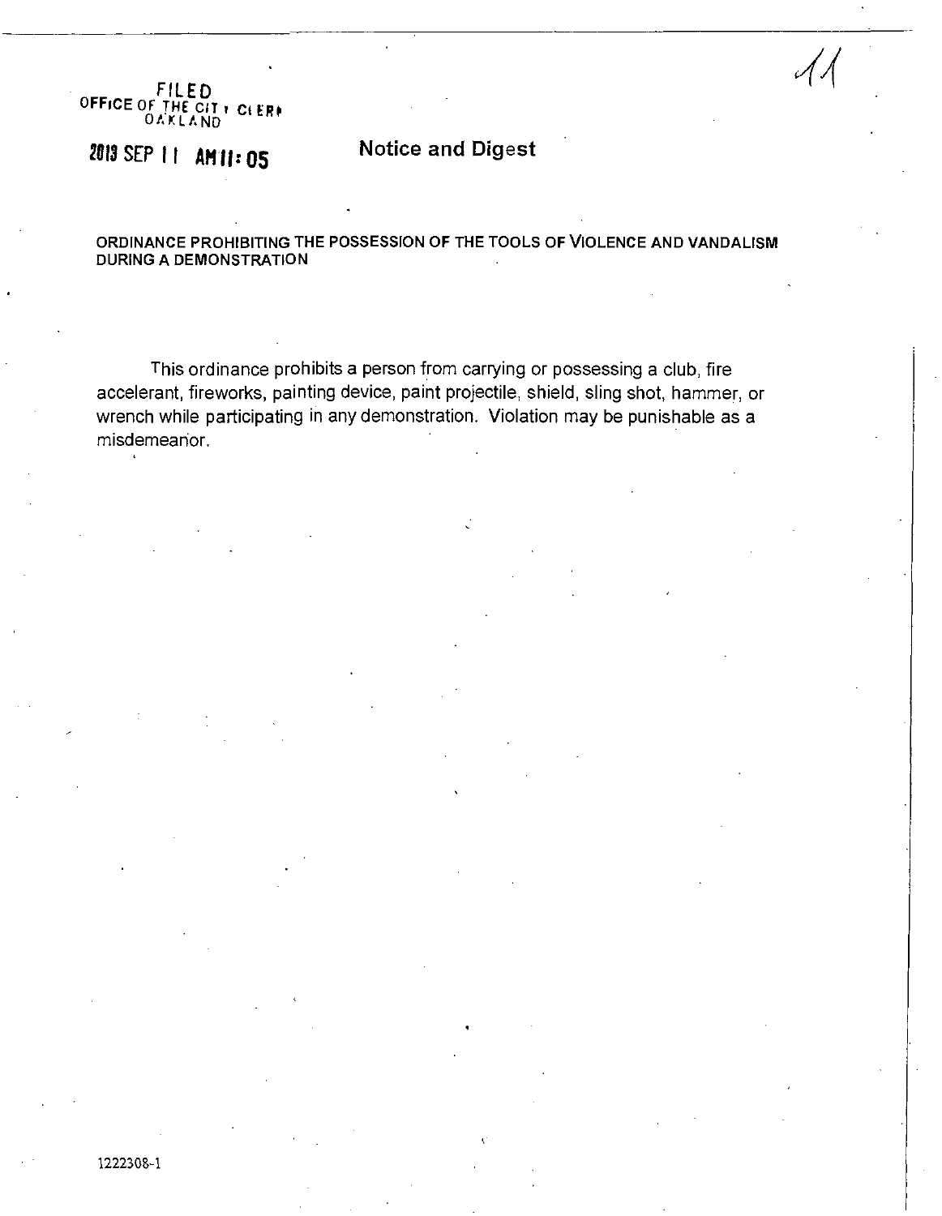FILED
OFFICE OF THE CITY CLERK
OAKLAND

2013 SEP 11 AM 11:05

11

# Notice and Digest

ORDINANCE PROHIBITING THE POSSESSION OF THE TOOLS OF VIOLENCE AND VANDALISM DURING A DEMONSTRATION

This ordinance prohibits a person from carrying or possessing a club, fire accelerant, fireworks, painting device, paint projectile, shield, sling shot, hammer, or wrench while participating in any demonstration. Violation may be punishable as a misdemeanor.

1222308-1